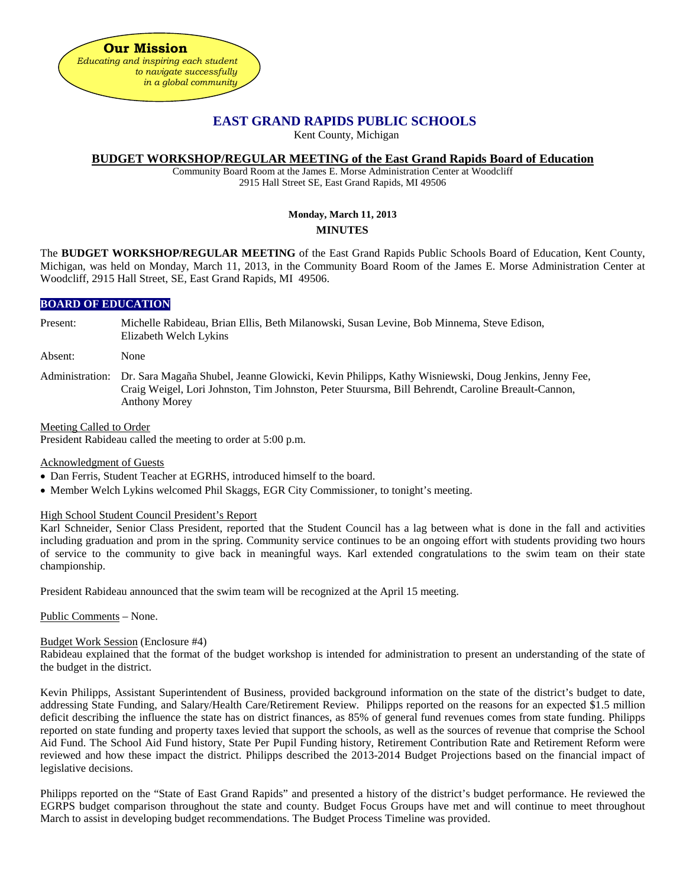**Our Mission**
*Educating and inspiring each student to navigate successfully in a global community*

# EAST GRAND RAPIDS PUBLIC SCHOOLS

Kent County, Michigan

## BUDGET WORKSHOP/REGULAR MEETING of the East Grand Rapids Board of Education

Community Board Room at the James E. Morse Administration Center at Woodcliff
2915 Hall Street SE, East Grand Rapids, MI 49506

**Monday, March 11, 2013**

**MINUTES**

The **BUDGET WORKSHOP/REGULAR MEETING** of the East Grand Rapids Public Schools Board of Education, Kent County, Michigan, was held on Monday, March 11, 2013, in the Community Board Room of the James E. Morse Administration Center at Woodcliff, 2915 Hall Street, SE, East Grand Rapids, MI 49506.

### BOARD OF EDUCATION

Present: Michelle Rabideau, Brian Ellis, Beth Milanowski, Susan Levine, Bob Minnema, Steve Edison, Elizabeth Welch Lykins

Absent: None

Administration: Dr. Sara Magaña Shubel, Jeanne Glowicki, Kevin Philipps, Kathy Wisniewski, Doug Jenkins, Jenny Fee, Craig Weigel, Lori Johnston, Tim Johnston, Peter Stuursma, Bill Behrendt, Caroline Breault-Cannon, Anthony Morey

Meeting Called to Order
President Rabideau called the meeting to order at 5:00 p.m.

Acknowledgment of Guests

- Dan Ferris, Student Teacher at EGRHS, introduced himself to the board.
- Member Welch Lykins welcomed Phil Skaggs, EGR City Commissioner, to tonight's meeting.

High School Student Council President's Report
Karl Schneider, Senior Class President, reported that the Student Council has a lag between what is done in the fall and activities including graduation and prom in the spring. Community service continues to be an ongoing effort with students providing two hours of service to the community to give back in meaningful ways. Karl extended congratulations to the swim team on their state championship.

President Rabideau announced that the swim team will be recognized at the April 15 meeting.

Public Comments – None.

Budget Work Session (Enclosure #4)
Rabideau explained that the format of the budget workshop is intended for administration to present an understanding of the state of the budget in the district.

Kevin Philipps, Assistant Superintendent of Business, provided background information on the state of the district's budget to date, addressing State Funding, and Salary/Health Care/Retirement Review. Philipps reported on the reasons for an expected $1.5 million deficit describing the influence the state has on district finances, as 85% of general fund revenues comes from state funding. Philipps reported on state funding and property taxes levied that support the schools, as well as the sources of revenue that comprise the School Aid Fund. The School Aid Fund history, State Per Pupil Funding history, Retirement Contribution Rate and Retirement Reform were reviewed and how these impact the district. Philipps described the 2013-2014 Budget Projections based on the financial impact of legislative decisions.

Philipps reported on the "State of East Grand Rapids" and presented a history of the district's budget performance. He reviewed the EGRPS budget comparison throughout the state and county. Budget Focus Groups have met and will continue to meet throughout March to assist in developing budget recommendations. The Budget Process Timeline was provided.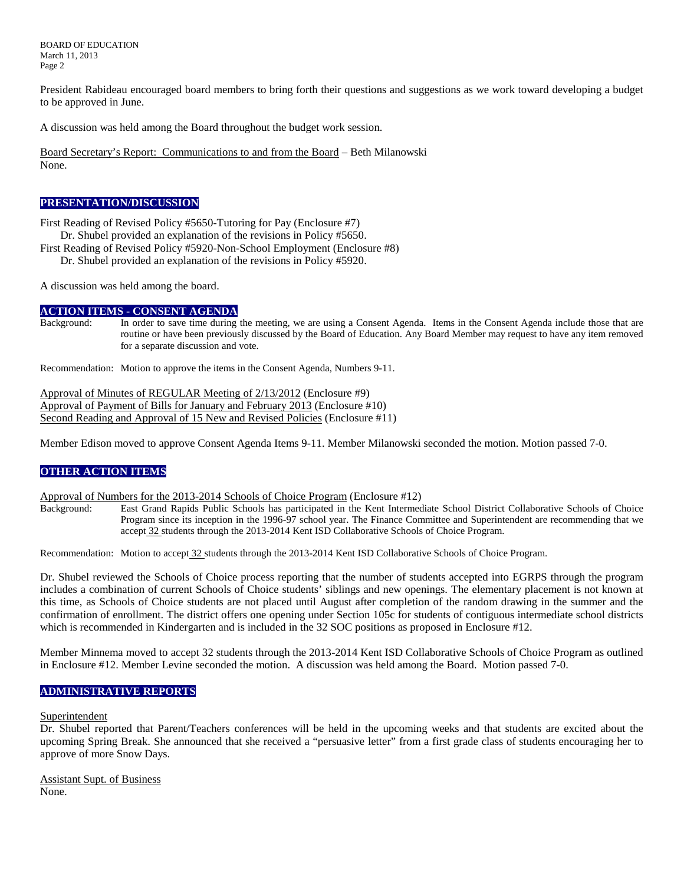President Rabideau encouraged board members to bring forth their questions and suggestions as we work toward developing a budget to be approved in June.

A discussion was held among the Board throughout the budget work session.

Board Secretary's Report: Communications to and from the Board – Beth Milanowski
None.

## PRESENTATION/DISCUSSION

First Reading of Revised Policy #5650-Tutoring for Pay (Enclosure #7)
Dr. Shubel provided an explanation of the revisions in Policy #5650.
First Reading of Revised Policy #5920-Non-School Employment (Enclosure #8)
Dr. Shubel provided an explanation of the revisions in Policy #5920.

A discussion was held among the board.

## ACTION ITEMS - CONSENT AGENDA

Background: In order to save time during the meeting, we are using a Consent Agenda. Items in the Consent Agenda include those that are routine or have been previously discussed by the Board of Education. Any Board Member may request to have any item removed for a separate discussion and vote.

Recommendation: Motion to approve the items in the Consent Agenda, Numbers 9-11.

Approval of Minutes of REGULAR Meeting of 2/13/2012 (Enclosure #9)
Approval of Payment of Bills for January and February 2013 (Enclosure #10)
Second Reading and Approval of 15 New and Revised Policies (Enclosure #11)

Member Edison moved to approve Consent Agenda Items 9-11. Member Milanowski seconded the motion. Motion passed 7-0.

## OTHER ACTION ITEMS

Approval of Numbers for the 2013-2014 Schools of Choice Program (Enclosure #12)

Background: East Grand Rapids Public Schools has participated in the Kent Intermediate School District Collaborative Schools of Choice Program since its inception in the 1996-97 school year. The Finance Committee and Superintendent are recommending that we accept 32 students through the 2013-2014 Kent ISD Collaborative Schools of Choice Program.

Recommendation: Motion to accept 32 students through the 2013-2014 Kent ISD Collaborative Schools of Choice Program.

Dr. Shubel reviewed the Schools of Choice process reporting that the number of students accepted into EGRPS through the program includes a combination of current Schools of Choice students' siblings and new openings. The elementary placement is not known at this time, as Schools of Choice students are not placed until August after completion of the random drawing in the summer and the confirmation of enrollment. The district offers one opening under Section 105c for students of contiguous intermediate school districts which is recommended in Kindergarten and is included in the 32 SOC positions as proposed in Enclosure #12.

Member Minnema moved to accept 32 students through the 2013-2014 Kent ISD Collaborative Schools of Choice Program as outlined in Enclosure #12. Member Levine seconded the motion. A discussion was held among the Board. Motion passed 7-0.

## ADMINISTRATIVE REPORTS

Superintendent
Dr. Shubel reported that Parent/Teachers conferences will be held in the upcoming weeks and that students are excited about the upcoming Spring Break. She announced that she received a "persuasive letter" from a first grade class of students encouraging her to approve of more Snow Days.

Assistant Supt. of Business
None.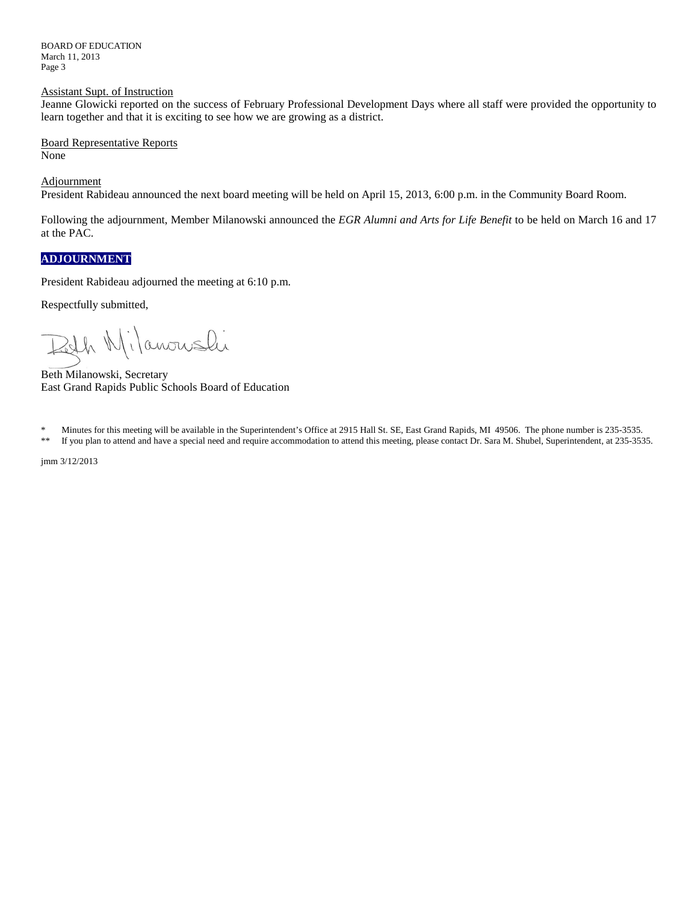Assistant Supt. of Instruction
Jeanne Glowicki reported on the success of February Professional Development Days where all staff were provided the opportunity to learn together and that it is exciting to see how we are growing as a district.

Board Representative Reports
None

Adjournment
President Rabideau announced the next board meeting will be held on April 15, 2013, 6:00 p.m. in the Community Board Room.

Following the adjournment, Member Milanowski announced the *EGR Alumni and Arts for Life Benefit* to be held on March 16 and 17 at the PAC.

## ADJOURNMENT

President Rabideau adjourned the meeting at 6:10 p.m.

Respectfully submitted,

Beth Milanowski

Beth Milanowski, Secretary
East Grand Rapids Public Schools Board of Education

\* Minutes for this meeting will be available in the Superintendent's Office at 2915 Hall St. SE, East Grand Rapids, MI 49506. The phone number is 235-3535.
\*\* If you plan to attend and have a special need and require accommodation to attend this meeting, please contact Dr. Sara M. Shubel, Superintendent, at 235-3535.

jmm 3/12/2013